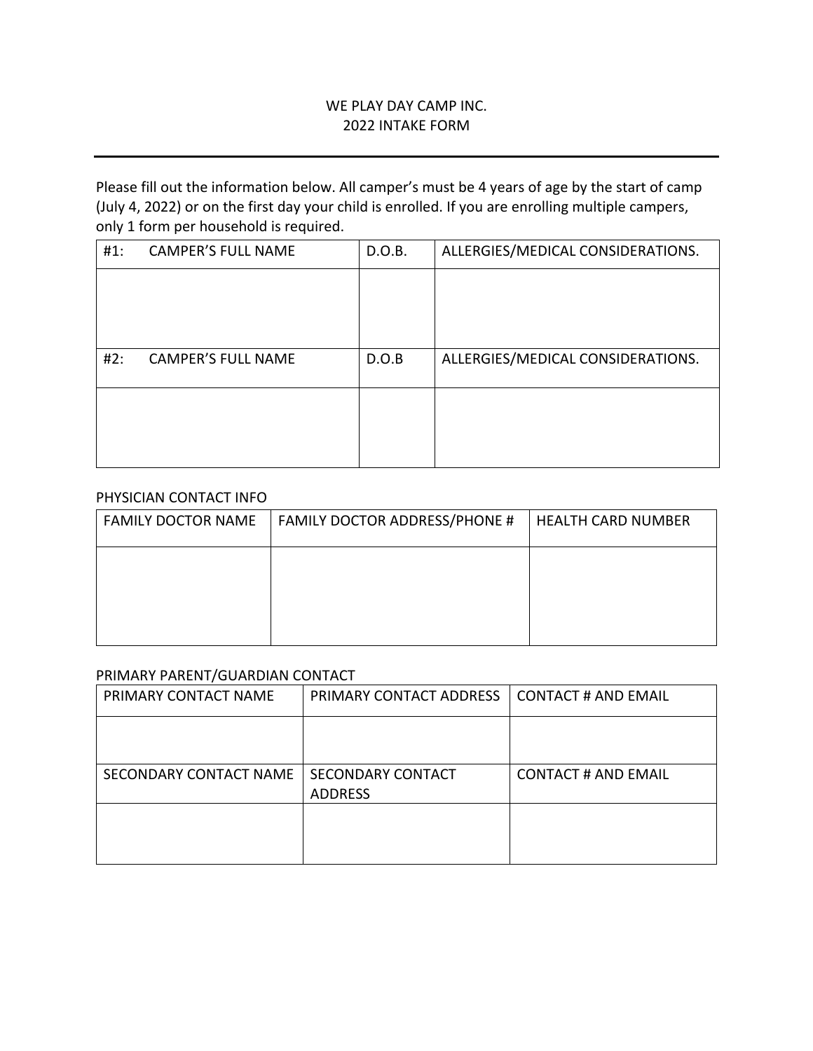WE PLAY DAY CAMP INC.
2022 INTAKE FORM

---

Please fill out the information below. All camper's must be 4 years of age by the start of camp (July 4, 2022) or on the first day your child is enrolled. If you are enrolling multiple campers, only 1 form per household is required.

| #1: CAMPER'S FULL NAME | D.O.B. | ALLERGIES/MEDICAL CONSIDERATIONS. |
|---|---|---|
| | | |
| **#2: CAMPER'S FULL NAME** | **D.O.B** | **ALLERGIES/MEDICAL CONSIDERATIONS.** |
| | | |

PHYSICIAN CONTACT INFO

| FAMILY DOCTOR NAME | FAMILY DOCTOR ADDRESS/PHONE # | HEALTH CARD NUMBER |
|---|---|---|
| | | |

PRIMARY PARENT/GUARDIAN CONTACT

| PRIMARY CONTACT NAME | PRIMARY CONTACT ADDRESS | CONTACT # AND EMAIL |
|---|---|---|
| | | |
| **SECONDARY CONTACT NAME** | **SECONDARY CONTACT ADDRESS** | **CONTACT # AND EMAIL** |
| | | |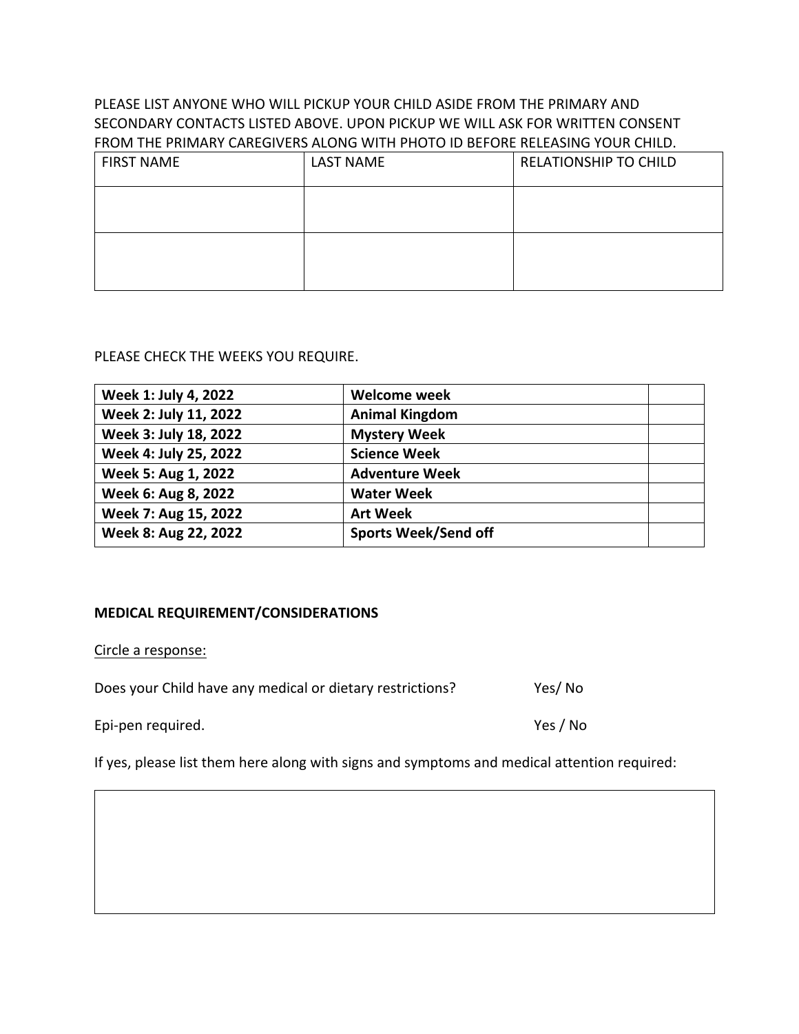PLEASE LIST ANYONE WHO WILL PICKUP YOUR CHILD ASIDE FROM THE PRIMARY AND SECONDARY CONTACTS LISTED ABOVE. UPON PICKUP WE WILL ASK FOR WRITTEN CONSENT FROM THE PRIMARY CAREGIVERS ALONG WITH PHOTO ID BEFORE RELEASING YOUR CHILD.

| FIRST NAME | LAST NAME | RELATIONSHIP TO CHILD |
|---|---|---|
| | | |
| | | |

PLEASE CHECK THE WEEKS YOU REQUIRE.

| | | |
|---|---|---|
| **Week 1: July 4, 2022** | **Welcome week** | |
| **Week 2: July 11, 2022** | **Animal Kingdom** | |
| **Week 3: July 18, 2022** | **Mystery Week** | |
| **Week 4: July 25, 2022** | **Science Week** | |
| **Week 5: Aug 1, 2022** | **Adventure Week** | |
| **Week 6: Aug 8, 2022** | **Water Week** | |
| **Week 7: Aug 15, 2022** | **Art Week** | |
| **Week 8: Aug 22, 2022** | **Sports Week/Send off** | |

**MEDICAL REQUIREMENT/CONSIDERATIONS**

Circle a response:

Does your Child have any medical or dietary restrictions? Yes/ No

Epi-pen required. Yes / No

If yes, please list them here along with signs and symptoms and medical attention required:

| |
|---|
| |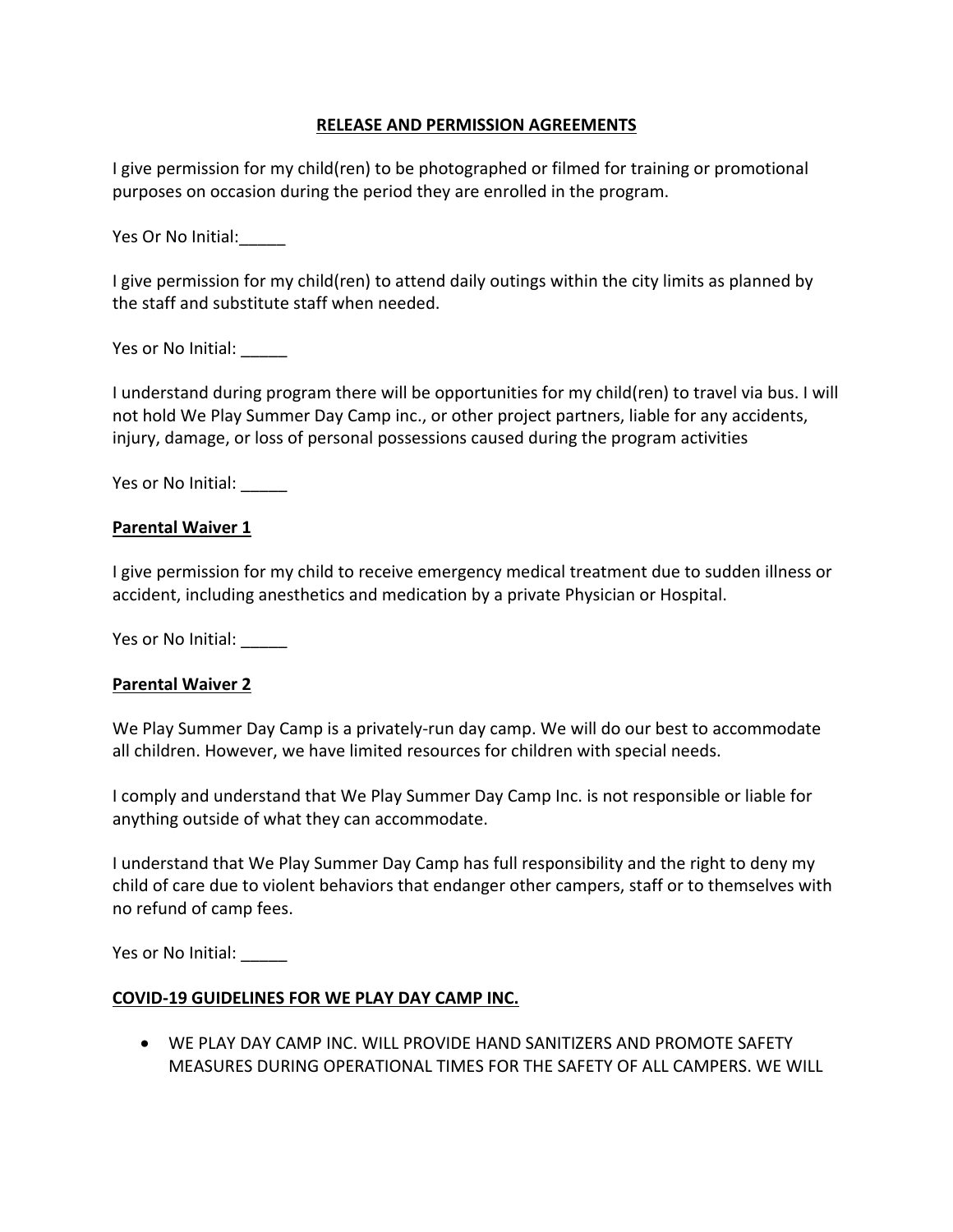## RELEASE AND PERMISSION AGREEMENTS

I give permission for my child(ren) to be photographed or filmed for training or promotional purposes on occasion during the period they are enrolled in the program.

Yes Or No Initial:_____

I give permission for my child(ren) to attend daily outings within the city limits as planned by the staff and substitute staff when needed.

Yes or No Initial: _____

I understand during program there will be opportunities for my child(ren) to travel via bus. I will not hold We Play Summer Day Camp inc., or other project partners, liable for any accidents, injury, damage, or loss of personal possessions caused during the program activities

Yes or No Initial: _____

**Parental Waiver 1**

I give permission for my child to receive emergency medical treatment due to sudden illness or accident, including anesthetics and medication by a private Physician or Hospital.

Yes or No Initial: _____

**Parental Waiver 2**

We Play Summer Day Camp is a privately-run day camp. We will do our best to accommodate all children. However, we have limited resources for children with special needs.

I comply and understand that We Play Summer Day Camp Inc. is not responsible or liable for anything outside of what they can accommodate.

I understand that We Play Summer Day Camp has full responsibility and the right to deny my child of care due to violent behaviors that endanger other campers, staff or to themselves with no refund of camp fees.

Yes or No Initial: _____

**COVID-19 GUIDELINES FOR WE PLAY DAY CAMP INC.**

- WE PLAY DAY CAMP INC. WILL PROVIDE HAND SANITIZERS AND PROMOTE SAFETY MEASURES DURING OPERATIONAL TIMES FOR THE SAFETY OF ALL CAMPERS. WE WILL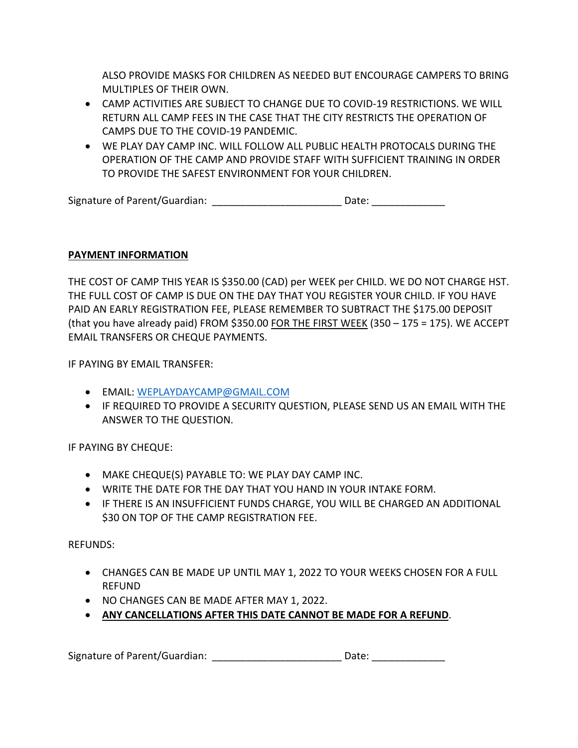ALSO PROVIDE MASKS FOR CHILDREN AS NEEDED BUT ENCOURAGE CAMPERS TO BRING MULTIPLES OF THEIR OWN.

- CAMP ACTIVITIES ARE SUBJECT TO CHANGE DUE TO COVID-19 RESTRICTIONS. WE WILL RETURN ALL CAMP FEES IN THE CASE THAT THE CITY RESTRICTS THE OPERATION OF CAMPS DUE TO THE COVID-19 PANDEMIC.
- WE PLAY DAY CAMP INC. WILL FOLLOW ALL PUBLIC HEALTH PROTOCALS DURING THE OPERATION OF THE CAMP AND PROVIDE STAFF WITH SUFFICIENT TRAINING IN ORDER TO PROVIDE THE SAFEST ENVIRONMENT FOR YOUR CHILDREN.

Signature of Parent/Guardian: ______________________ Date: ____________

**PAYMENT INFORMATION**

THE COST OF CAMP THIS YEAR IS $350.00 (CAD) per WEEK per CHILD. WE DO NOT CHARGE HST. THE FULL COST OF CAMP IS DUE ON THE DAY THAT YOU REGISTER YOUR CHILD. IF YOU HAVE PAID AN EARLY REGISTRATION FEE, PLEASE REMEMBER TO SUBTRACT THE $175.00 DEPOSIT (that you have already paid) FROM $350.00 FOR THE FIRST WEEK (350 – 175 = 175). WE ACCEPT EMAIL TRANSFERS OR CHEQUE PAYMENTS.

IF PAYING BY EMAIL TRANSFER:

- EMAIL: WEPLAYDAYCAMP@GMAIL.COM
- IF REQUIRED TO PROVIDE A SECURITY QUESTION, PLEASE SEND US AN EMAIL WITH THE ANSWER TO THE QUESTION.

IF PAYING BY CHEQUE:

- MAKE CHEQUE(S) PAYABLE TO: WE PLAY DAY CAMP INC.
- WRITE THE DATE FOR THE DAY THAT YOU HAND IN YOUR INTAKE FORM.
- IF THERE IS AN INSUFFICIENT FUNDS CHARGE, YOU WILL BE CHARGED AN ADDITIONAL $30 ON TOP OF THE CAMP REGISTRATION FEE.

REFUNDS:

- CHANGES CAN BE MADE UP UNTIL MAY 1, 2022 TO YOUR WEEKS CHOSEN FOR A FULL REFUND
- NO CHANGES CAN BE MADE AFTER MAY 1, 2022.
- **ANY CANCELLATIONS AFTER THIS DATE CANNOT BE MADE FOR A REFUND**.

Signature of Parent/Guardian: ______________________ Date: ____________